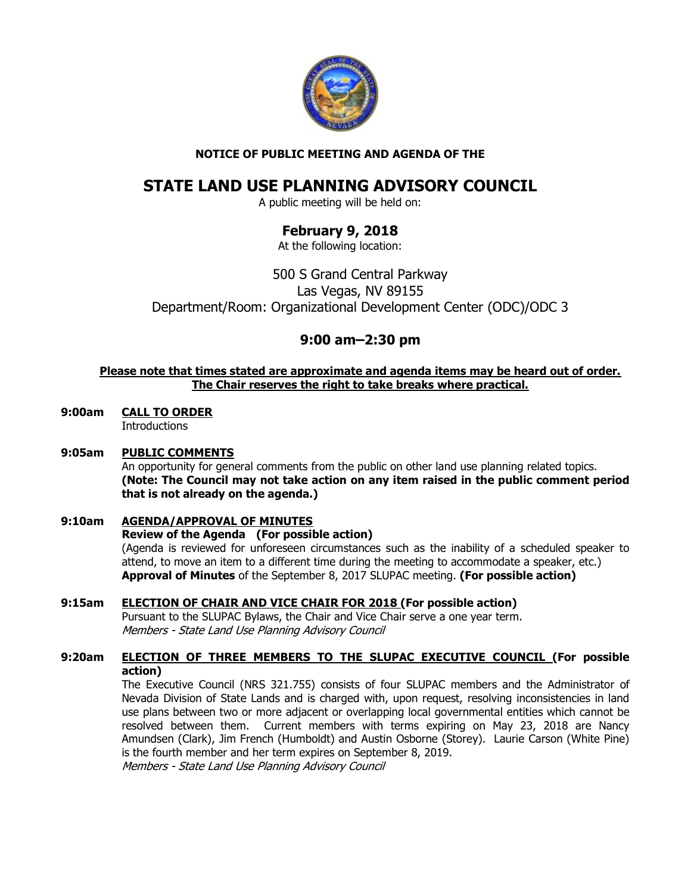**NOTICE OF PUBLIC MEETING AND AGENDA OF THE**

# STATE LAND USE PLANNING ADVISORY COUNCIL

A public meeting will be held on:

## February 9, 2018

At the following location:

500 S Grand Central Parkway
Las Vegas, NV 89155
Department/Room: Organizational Development Center (ODC)/ODC 3

## 9:00 am–2:30 pm

**Please note that times stated are approximate and agenda items may be heard out of order. The Chair reserves the right to take breaks where practical.**

**9:00am** **CALL TO ORDER**
Introductions

**9:05am** **PUBLIC COMMENTS**
An opportunity for general comments from the public on other land use planning related topics. **(Note: The Council may not take action on any item raised in the public comment period that is not already on the agenda.)**

**9:10am** **AGENDA/APPROVAL OF MINUTES**
**Review of the Agenda (For possible action)**
(Agenda is reviewed for unforeseen circumstances such as the inability of a scheduled speaker to attend, to move an item to a different time during the meeting to accommodate a speaker, etc.)
**Approval of Minutes** of the September 8, 2017 SLUPAC meeting. **(For possible action)**

**9:15am** **ELECTION OF CHAIR AND VICE CHAIR FOR 2018 (For possible action)**
Pursuant to the SLUPAC Bylaws, the Chair and Vice Chair serve a one year term.
*Members - State Land Use Planning Advisory Council*

**9:20am** **ELECTION OF THREE MEMBERS TO THE SLUPAC EXECUTIVE COUNCIL (For possible action)**
The Executive Council (NRS 321.755) consists of four SLUPAC members and the Administrator of Nevada Division of State Lands and is charged with, upon request, resolving inconsistencies in land use plans between two or more adjacent or overlapping local governmental entities which cannot be resolved between them. Current members with terms expiring on May 23, 2018 are Nancy Amundsen (Clark), Jim French (Humboldt) and Austin Osborne (Storey). Laurie Carson (White Pine) is the fourth member and her term expires on September 8, 2019.
*Members - State Land Use Planning Advisory Council*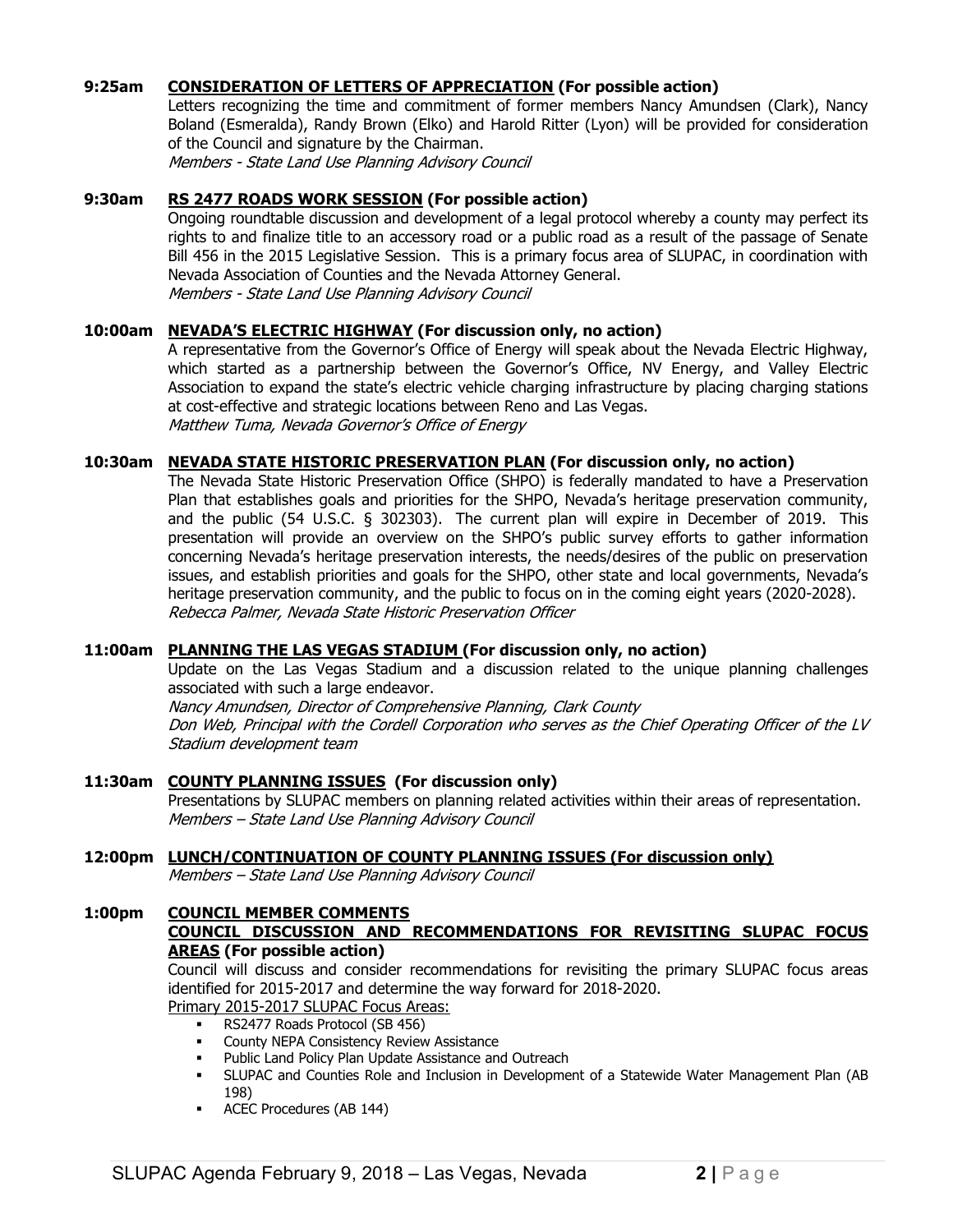**9:25am** **CONSIDERATION OF LETTERS OF APPRECIATION (For possible action)**

Letters recognizing the time and commitment of former members Nancy Amundsen (Clark), Nancy Boland (Esmeralda), Randy Brown (Elko) and Harold Ritter (Lyon) will be provided for consideration of the Council and signature by the Chairman.

*Members - State Land Use Planning Advisory Council*

**9:30am** **RS 2477 ROADS WORK SESSION (For possible action)**

Ongoing roundtable discussion and development of a legal protocol whereby a county may perfect its rights to and finalize title to an accessory road or a public road as a result of the passage of Senate Bill 456 in the 2015 Legislative Session. This is a primary focus area of SLUPAC, in coordination with Nevada Association of Counties and the Nevada Attorney General.

*Members - State Land Use Planning Advisory Council*

**10:00am** **NEVADA'S ELECTRIC HIGHWAY (For discussion only, no action)**

A representative from the Governor's Office of Energy will speak about the Nevada Electric Highway, which started as a partnership between the Governor's Office, NV Energy, and Valley Electric Association to expand the state's electric vehicle charging infrastructure by placing charging stations at cost-effective and strategic locations between Reno and Las Vegas.

*Matthew Tuma, Nevada Governor's Office of Energy*

**10:30am** **NEVADA STATE HISTORIC PRESERVATION PLAN (For discussion only, no action)**

The Nevada State Historic Preservation Office (SHPO) is federally mandated to have a Preservation Plan that establishes goals and priorities for the SHPO, Nevada's heritage preservation community, and the public (54 U.S.C. § 302303). The current plan will expire in December of 2019. This presentation will provide an overview on the SHPO's public survey efforts to gather information concerning Nevada's heritage preservation interests, the needs/desires of the public on preservation issues, and establish priorities and goals for the SHPO, other state and local governments, Nevada's heritage preservation community, and the public to focus on in the coming eight years (2020-2028).

*Rebecca Palmer, Nevada State Historic Preservation Officer*

**11:00am** **PLANNING THE LAS VEGAS STADIUM (For discussion only, no action)**

Update on the Las Vegas Stadium and a discussion related to the unique planning challenges associated with such a large endeavor.

*Nancy Amundsen, Director of Comprehensive Planning, Clark County*
*Don Web, Principal with the Cordell Corporation who serves as the Chief Operating Officer of the LV Stadium development team*

**11:30am** **COUNTY PLANNING ISSUES (For discussion only)**

Presentations by SLUPAC members on planning related activities within their areas of representation.

*Members – State Land Use Planning Advisory Council*

**12:00pm** **LUNCH/CONTINUATION OF COUNTY PLANNING ISSUES (For discussion only)**

*Members – State Land Use Planning Advisory Council*

**1:00pm** **COUNCIL MEMBER COMMENTS**
**COUNCIL DISCUSSION AND RECOMMENDATIONS FOR REVISITING SLUPAC FOCUS AREAS (For possible action)**

Council will discuss and consider recommendations for revisiting the primary SLUPAC focus areas identified for 2015-2017 and determine the way forward for 2018-2020.

Primary 2015-2017 SLUPAC Focus Areas:

- RS2477 Roads Protocol (SB 456)
- County NEPA Consistency Review Assistance
- Public Land Policy Plan Update Assistance and Outreach
- SLUPAC and Counties Role and Inclusion in Development of a Statewide Water Management Plan (AB 198)
- ACEC Procedures (AB 144)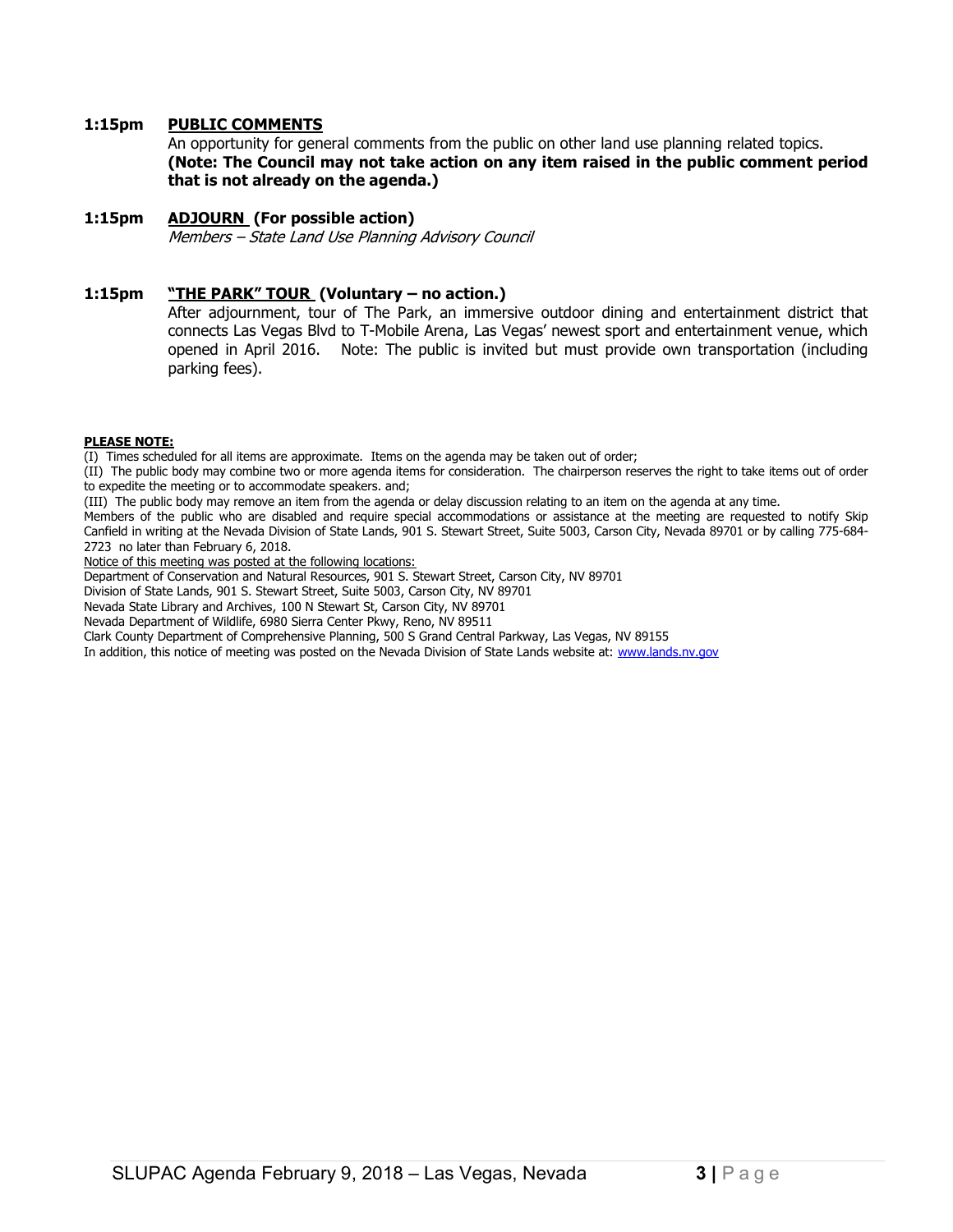**1:15pm** **PUBLIC COMMENTS**

An opportunity for general comments from the public on other land use planning related topics. **(Note: The Council may not take action on any item raised in the public comment period that is not already on the agenda.)**

**1:15pm** **ADJOURN (For possible action)**

*Members – State Land Use Planning Advisory Council*

**1:15pm** **"THE PARK" TOUR (Voluntary – no action.)**

After adjournment, tour of The Park, an immersive outdoor dining and entertainment district that connects Las Vegas Blvd to T-Mobile Arena, Las Vegas' newest sport and entertainment venue, which opened in April 2016. Note: The public is invited but must provide own transportation (including parking fees).

**PLEASE NOTE:**

(I) Times scheduled for all items are approximate. Items on the agenda may be taken out of order;

(II) The public body may combine two or more agenda items for consideration. The chairperson reserves the right to take items out of order to expedite the meeting or to accommodate speakers. and;

(III) The public body may remove an item from the agenda or delay discussion relating to an item on the agenda at any time.

Members of the public who are disabled and require special accommodations or assistance at the meeting are requested to notify Skip Canfield in writing at the Nevada Division of State Lands, 901 S. Stewart Street, Suite 5003, Carson City, Nevada 89701 or by calling 775-684-2723 no later than February 6, 2018.

Notice of this meeting was posted at the following locations:

Department of Conservation and Natural Resources, 901 S. Stewart Street, Carson City, NV 89701

Division of State Lands, 901 S. Stewart Street, Suite 5003, Carson City, NV 89701

Nevada State Library and Archives, 100 N Stewart St, Carson City, NV 89701

Nevada Department of Wildlife, 6980 Sierra Center Pkwy, Reno, NV 89511

Clark County Department of Comprehensive Planning, 500 S Grand Central Parkway, Las Vegas, NV 89155

In addition, this notice of meeting was posted on the Nevada Division of State Lands website at: www.lands.nv.gov